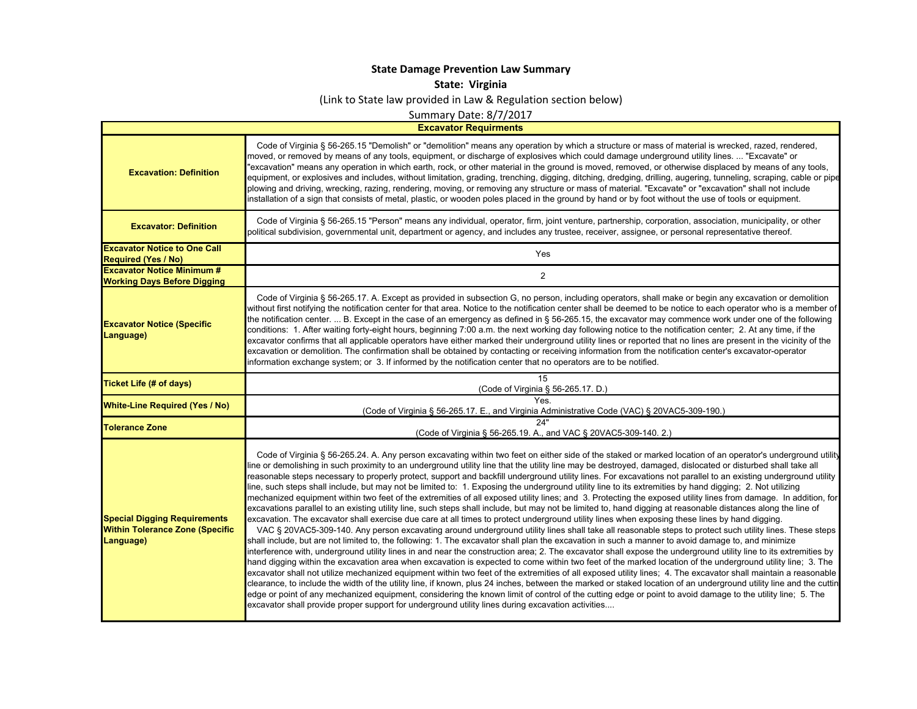**State Damage Prevention Law Summary**

**State: Virginia**

(Link to State law provided in Law & Regulation section below)

Summary Date: 8/7/2017

| **Excavator Requirments** | |
|---|---|
| **Excavation: Definition** | Code of Virginia § 56-265.15 "Demolish" or "demolition" means any operation by which a structure or mass of material is wrecked, razed, rendered, moved, or removed by means of any tools, equipment, or discharge of explosives which could damage underground utility lines. ... "Excavate" or "excavation" means any operation in which earth, rock, or other material in the ground is moved, removed, or otherwise displaced by means of any tools, equipment, or explosives and includes, without limitation, grading, trenching, digging, ditching, dredging, drilling, augering, tunneling, scraping, cable or pipe plowing and driving, wrecking, razing, rendering, moving, or removing any structure or mass of material. "Excavate" or "excavation" shall not include installation of a sign that consists of metal, plastic, or wooden poles placed in the ground by hand or by foot without the use of tools or equipment. |
| **Excavator: Definition** | Code of Virginia § 56-265.15 "Person" means any individual, operator, firm, joint venture, partnership, corporation, association, municipality, or other political subdivision, governmental unit, department or agency, and includes any trustee, receiver, assignee, or personal representative thereof. |
| **Excavator Notice to One Call Required (Yes / No)** | Yes |
| **Excavator Notice Minimum # Working Days Before Digging** | 2 |
| **Excavator Notice (Specific Language)** | Code of Virginia § 56-265.17. A. Except as provided in subsection G, no person, including operators, shall make or begin any excavation or demolition without first notifying the notification center for that area. Notice to the notification center shall be deemed to be notice to each operator who is a member of the notification center. ... B. Except in the case of an emergency as defined in § 56-265.15, the excavator may commence work under one of the following conditions: 1. After waiting forty-eight hours, beginning 7:00 a.m. the next working day following notice to the notification center; 2. At any time, if the excavator confirms that all applicable operators have either marked their underground utility lines or reported that no lines are present in the vicinity of the excavation or demolition. The confirmation shall be obtained by contacting or receiving information from the notification center's excavator-operator information exchange system; or 3. If informed by the notification center that no operators are to be notified. |
| **Ticket Life (# of days)** | 15 (Code of Virginia § 56-265.17. D.) |
| **White-Line Required (Yes / No)** | Yes. (Code of Virginia § 56-265.17. E., and Virginia Administrative Code (VAC) § 20VAC5-309-190.) |
| **Tolerance Zone** | 24" (Code of Virginia § 56-265.19. A., and VAC § 20VAC5-309-140. 2.) |
| **Special Digging Requirements Within Tolerance Zone (Specific Language)** | Code of Virginia § 56-265.24. A. Any person excavating within two feet on either side of the staked or marked location of an operator's underground utility line or demolishing in such proximity to an underground utility line that the utility line may be destroyed, damaged, dislocated or disturbed shall take all reasonable steps necessary to properly protect, support and backfill underground utility lines. For excavations not parallel to an existing underground utility line, such steps shall include, but may not be limited to: 1. Exposing the underground utility line to its extremities by hand digging; 2. Not utilizing mechanized equipment within two feet of the extremities of all exposed utility lines; and 3. Protecting the exposed utility lines from damage. In addition, for excavations parallel to an existing utility line, such steps shall include, but may not be limited to, hand digging at reasonable distances along the line of excavation. The excavator shall exercise due care at all times to protect underground utility lines when exposing these lines by hand digging.<br>VAC § 20VAC5-309-140. Any person excavating around underground utility lines shall take all reasonable steps to protect such utility lines. These steps shall include, but are not limited to, the following: 1. The excavator shall plan the excavation in such a manner to avoid damage to, and minimize interference with, underground utility lines in and near the construction area; 2. The excavator shall expose the underground utility line to its extremities by hand digging within the excavation area when excavation is expected to come within two feet of the marked location of the underground utility line; 3. The excavator shall not utilize mechanized equipment within two feet of the extremities of all exposed utility lines; 4. The excavator shall maintain a reasonable clearance, to include the width of the utility line, if known, plus 24 inches, between the marked or staked location of an underground utility line and the cutting edge or point of any mechanized equipment, considering the known limit of control of the cutting edge or point to avoid damage to the utility line; 5. The excavator shall provide proper support for underground utility lines during excavation activities.... |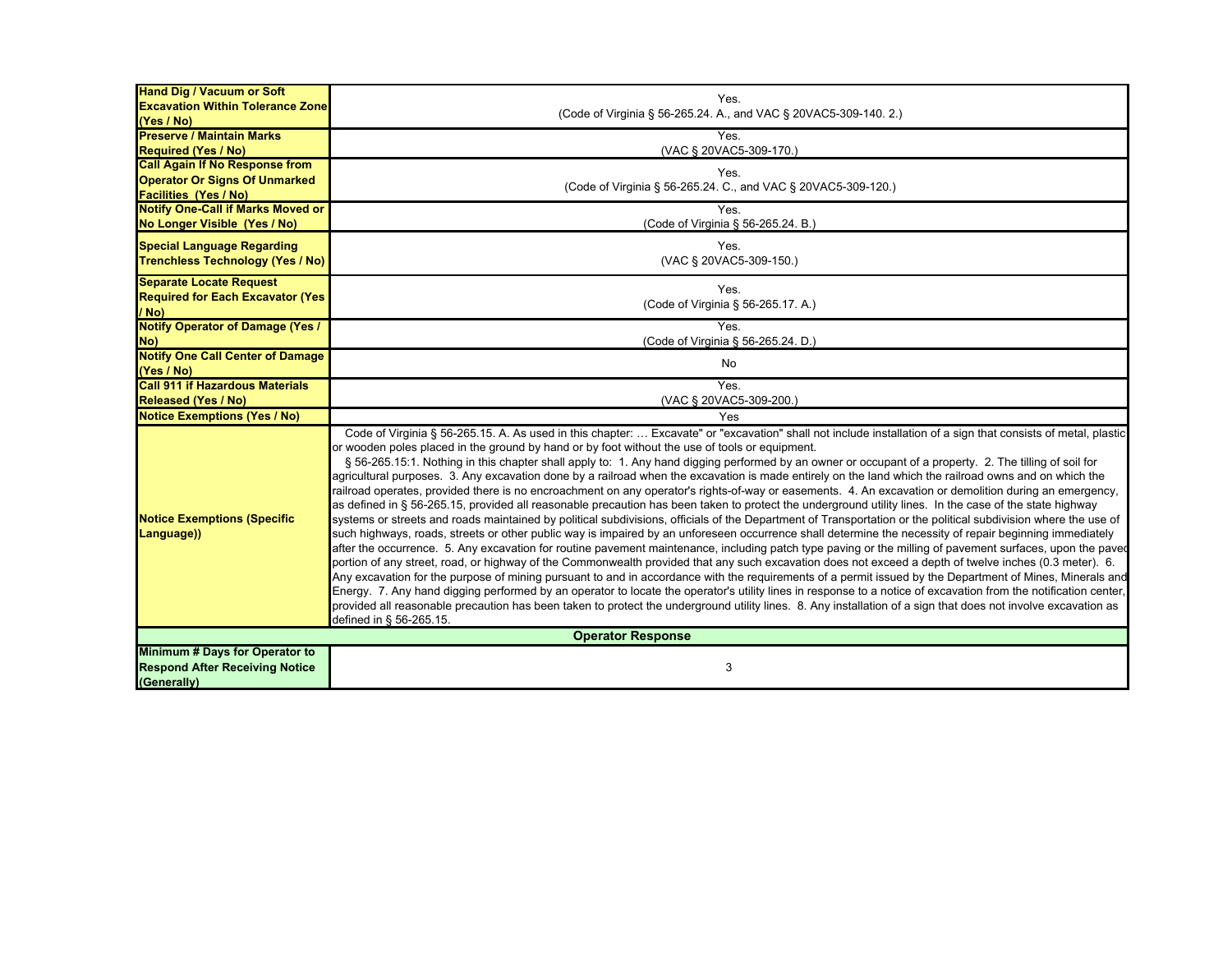| | |
|---|---|
| **Hand Dig / Vacuum or Soft Excavation Within Tolerance Zone (Yes / No)** | Yes.<br>(Code of Virginia § 56-265.24. A., and VAC § 20VAC5-309-140. 2.) |
| **Preserve / Maintain Marks Required (Yes / No)** | Yes.<br>(VAC § 20VAC5-309-170.) |
| **Call Again If No Response from Operator Or Signs Of Unmarked Facilities (Yes / No)** | Yes.<br>(Code of Virginia § 56-265.24. C., and VAC § 20VAC5-309-120.) |
| **Notify One-Call if Marks Moved or No Longer Visible (Yes / No)** | Yes.<br>(Code of Virginia § 56-265.24. B.) |
| **Special Language Regarding Trenchless Technology (Yes / No)** | Yes.<br>(VAC § 20VAC5-309-150.) |
| **Separate Locate Request Required for Each Excavator (Yes / No)** | Yes.<br>(Code of Virginia § 56-265.17. A.) |
| **Notify Operator of Damage (Yes / No)** | Yes.<br>(Code of Virginia § 56-265.24. D.) |
| **Notify One Call Center of Damage (Yes / No)** | No |
| **Call 911 if Hazardous Materials Released (Yes / No)** | Yes.<br>(VAC § 20VAC5-309-200.) |
| **Notice Exemptions (Yes / No)** | Yes |
| **Notice Exemptions (Specific Language))** | Code of Virginia § 56-265.15. A. As used in this chapter: … Excavate" or "excavation" shall not include installation of a sign that consists of metal, plastic or wooden poles placed in the ground by hand or by foot without the use of tools or equipment.<br>§ 56-265.15:1. Nothing in this chapter shall apply to: 1. Any hand digging performed by an owner or occupant of a property. 2. The tilling of soil for agricultural purposes. 3. Any excavation done by a railroad when the excavation is made entirely on the land which the railroad owns and on which the railroad operates, provided there is no encroachment on any operator's rights-of-way or easements. 4. An excavation or demolition during an emergency, as defined in § 56-265.15, provided all reasonable precaution has been taken to protect the underground utility lines. In the case of the state highway systems or streets and roads maintained by political subdivisions, officials of the Department of Transportation or the political subdivision where the use of such highways, roads, streets or other public way is impaired by an unforeseen occurrence shall determine the necessity of repair beginning immediately after the occurrence. 5. Any excavation for routine pavement maintenance, including patch type paving or the milling of pavement surfaces, upon the paved portion of any street, road, or highway of the Commonwealth provided that any such excavation does not exceed a depth of twelve inches (0.3 meter). 6. Any excavation for the purpose of mining pursuant to and in accordance with the requirements of a permit issued by the Department of Mines, Minerals and Energy. 7. Any hand digging performed by an operator to locate the operator's utility lines in response to a notice of excavation from the notification center, provided all reasonable precaution has been taken to protect the underground utility lines. 8. Any installation of a sign that does not involve excavation as defined in § 56-265.15. |
| **Operator Response** | |
| **Minimum # Days for Operator to Respond After Receiving Notice (Generally)** | 3 |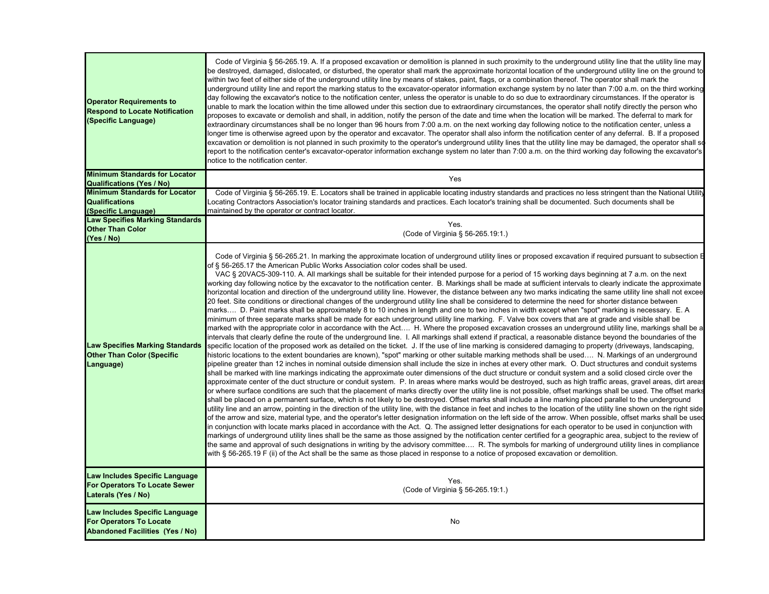| | |
|---|---|
| **Operator Requirements to Respond to Locate Notification (Specific Language)** | Code of Virginia § 56-265.19. A. If a proposed excavation or demolition is planned in such proximity to the underground utility line that the utility line may be destroyed, damaged, dislocated, or disturbed, the operator shall mark the approximate horizontal location of the underground utility line on the ground to within two feet of either side of the underground utility line by means of stakes, paint, flags, or a combination thereof. The operator shall mark the underground utility line and report the marking status to the excavator-operator information exchange system by no later than 7:00 a.m. on the third working day following the excavator's notice to the notification center, unless the operator is unable to do so due to extraordinary circumstances. If the operator is unable to mark the location within the time allowed under this section due to extraordinary circumstances, the operator shall notify directly the person who proposes to excavate or demolish and shall, in addition, notify the person of the date and time when the location will be marked. The deferral to mark for extraordinary circumstances shall be no longer than 96 hours from 7:00 a.m. on the next working day following notice to the notification center, unless a longer time is otherwise agreed upon by the operator and excavator. The operator shall also inform the notification center of any deferral. B. If a proposed excavation or demolition is not planned in such proximity to the operator's underground utility lines that the utility line may be damaged, the operator shall so report to the notification center's excavator-operator information exchange system no later than 7:00 a.m. on the third working day following the excavator's notice to the notification center. |
| **Minimum Standards for Locator Qualifications (Yes / No)** | Yes |
| **Minimum Standards for Locator Qualifications (Specific Language)** | Code of Virginia § 56-265.19. E. Locators shall be trained in applicable locating industry standards and practices no less stringent than the National Utility Locating Contractors Association's locator training standards and practices. Each locator's training shall be documented. Such documents shall be maintained by the operator or contract locator. |
| **Law Specifies Marking Standards Other Than Color (Yes / No)** | Yes. (Code of Virginia § 56-265.19:1.) |
| **Law Specifies Marking Standards Other Than Color (Specific Language)** | Code of Virginia § 56-265.21. In marking the approximate location of underground utility lines or proposed excavation if required pursuant to subsection B of § 56-265.17 the American Public Works Association color codes shall be used. VAC § 20VAC5-309-110. A. All markings shall be suitable for their intended purpose for a period of 15 working days beginning at 7 a.m. on the next working day following notice by the excavator to the notification center. B. Markings shall be made at sufficient intervals to clearly indicate the approximate horizontal location and direction of the underground utility line. However, the distance between any two marks indicating the same utility line shall not exceed 20 feet. Site conditions or directional changes of the underground utility line shall be considered to determine the need for shorter distance between marks…. D. Paint marks shall be approximately 8 to 10 inches in length and one to two inches in width except when "spot" marking is necessary. E. A minimum of three separate marks shall be made for each underground utility line marking. F. Valve box covers that are at grade and visible shall be marked with the appropriate color in accordance with the Act…. H. Where the proposed excavation crosses an underground utility line, markings shall be at intervals that clearly define the route of the underground line. I. All markings shall extend if practical, a reasonable distance beyond the boundaries of the specific location of the proposed work as detailed on the ticket. J. If the use of line marking is considered damaging to property (driveways, landscaping, historic locations to the extent boundaries are known), "spot" marking or other suitable marking methods shall be used…. N. Markings of an underground pipeline greater than 12 inches in nominal outside dimension shall include the size in inches at every other mark. O. Duct structures and conduit systems shall be marked with line markings indicating the approximate outer dimensions of the duct structure or conduit system and a solid closed circle over the approximate center of the duct structure or conduit system. P. In areas where marks would be destroyed, such as high traffic areas, gravel areas, dirt areas or where surface conditions are such that the placement of marks directly over the utility line is not possible, offset markings shall be used. The offset marks shall be placed on a permanent surface, which is not likely to be destroyed. Offset marks shall include a line marking placed parallel to the underground utility line and an arrow, pointing in the direction of the utility line, with the distance in feet and inches to the location of the utility line shown on the right side of the arrow and size, material type, and the operator's letter designation information on the left side of the arrow. When possible, offset marks shall be used in conjunction with locate marks placed in accordance with the Act. Q. The assigned letter designations for each operator to be used in conjunction with markings of underground utility lines shall be the same as those assigned by the notification center certified for a geographic area, subject to the review of the same and approval of such designations in writing by the advisory committee…. R. The symbols for marking of underground utility lines in compliance with § 56-265.19 F (ii) of the Act shall be the same as those placed in response to a notice of proposed excavation or demolition. |
| **Law Includes Specific Language For Operators To Locate Sewer Laterals (Yes / No)** | Yes. (Code of Virginia § 56-265.19:1.) |
| **Law Includes Specific Language For Operators To Locate Abandoned Facilities (Yes / No)** | No |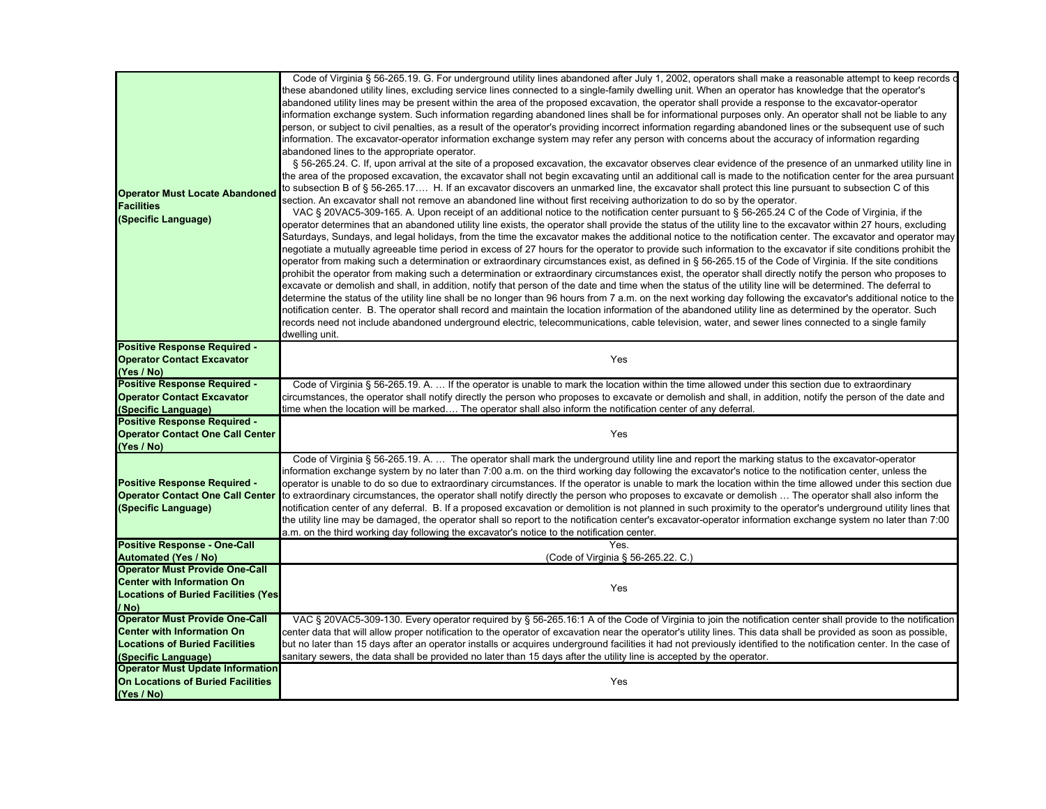| | |
|---|---|
| **Operator Must Locate Abandoned Facilities (Specific Language)** | Code of Virginia § 56-265.19. G. For underground utility lines abandoned after July 1, 2002, operators shall make a reasonable attempt to keep records of these abandoned utility lines, excluding service lines connected to a single-family dwelling unit. When an operator has knowledge that the operator's abandoned utility lines may be present within the area of the proposed excavation, the operator shall provide a response to the excavator-operator information exchange system. Such information regarding abandoned lines shall be for informational purposes only. An operator shall not be liable to any person, or subject to civil penalties, as a result of the operator's providing incorrect information regarding abandoned lines or the subsequent use of such information. The excavator-operator information exchange system may refer any person with concerns about the accuracy of information regarding abandoned lines to the appropriate operator. § 56-265.24. C. If, upon arrival at the site of a proposed excavation, the excavator observes clear evidence of the presence of an unmarked utility line in the area of the proposed excavation, the excavator shall not begin excavating until an additional call is made to the notification center for the area pursuant to subsection B of § 56-265.17.… H. If an excavator discovers an unmarked line, the excavator shall protect this line pursuant to subsection C of this section. An excavator shall not remove an abandoned line without first receiving authorization to do so by the operator. VAC § 20VAC5-309-165. A. Upon receipt of an additional notice to the notification center pursuant to § 56-265.24 C of the Code of Virginia, if the operator determines that an abandoned utility line exists, the operator shall provide the status of the utility line to the excavator within 27 hours, excluding Saturdays, Sundays, and legal holidays, from the time the excavator makes the additional notice to the notification center. The excavator and operator may negotiate a mutually agreeable time period in excess of 27 hours for the operator to provide such information to the excavator if site conditions prohibit the operator from making such a determination or extraordinary circumstances exist, as defined in § 56-265.15 of the Code of Virginia. If the site conditions prohibit the operator from making such a determination or extraordinary circumstances exist, the operator shall directly notify the person who proposes to excavate or demolish and shall, in addition, notify that person of the date and time when the status of the utility line will be determined. The deferral to determine the status of the utility line shall be no longer than 96 hours from 7 a.m. on the next working day following the excavator's additional notice to the notification center. B. The operator shall record and maintain the location information of the abandoned utility line as determined by the operator. Such records need not include abandoned underground electric, telecommunications, cable television, water, and sewer lines connected to a single family dwelling unit. |
| **Positive Response Required - Operator Contact Excavator (Yes / No)** | Yes |
| **Positive Response Required - Operator Contact Excavator (Specific Language)** | Code of Virginia § 56-265.19. A. … If the operator is unable to mark the location within the time allowed under this section due to extraordinary circumstances, the operator shall notify directly the person who proposes to excavate or demolish and shall, in addition, notify the person of the date and time when the location will be marked…. The operator shall also inform the notification center of any deferral. |
| **Positive Response Required - Operator Contact One Call Center (Yes / No)** | Yes |
| **Positive Response Required - Operator Contact One Call Center (Specific Language)** | Code of Virginia § 56-265.19. A. … The operator shall mark the underground utility line and report the marking status to the excavator-operator information exchange system by no later than 7:00 a.m. on the third working day following the excavator's notice to the notification center, unless the operator is unable to do so due to extraordinary circumstances. If the operator is unable to mark the location within the time allowed under this section due to extraordinary circumstances, the operator shall notify directly the person who proposes to excavate or demolish … The operator shall also inform the notification center of any deferral. B. If a proposed excavation or demolition is not planned in such proximity to the operator's underground utility lines that the utility line may be damaged, the operator shall so report to the notification center's excavator-operator information exchange system no later than 7:00 a.m. on the third working day following the excavator's notice to the notification center. |
| **Positive Response - One-Call Automated (Yes / No)** | Yes. (Code of Virginia § 56-265.22. C.) |
| **Operator Must Provide One-Call Center with Information On Locations of Buried Facilities (Yes / No)** | Yes |
| **Operator Must Provide One-Call Center with Information On Locations of Buried Facilities (Specific Language)** | VAC § 20VAC5-309-130. Every operator required by § 56-265.16:1 A of the Code of Virginia to join the notification center shall provide to the notification center data that will allow proper notification to the operator of excavation near the operator's utility lines. This data shall be provided as soon as possible, but no later than 15 days after an operator installs or acquires underground facilities it had not previously identified to the notification center. In the case of sanitary sewers, the data shall be provided no later than 15 days after the utility line is accepted by the operator. |
| **Operator Must Update Information On Locations of Buried Facilities (Yes / No)** | Yes |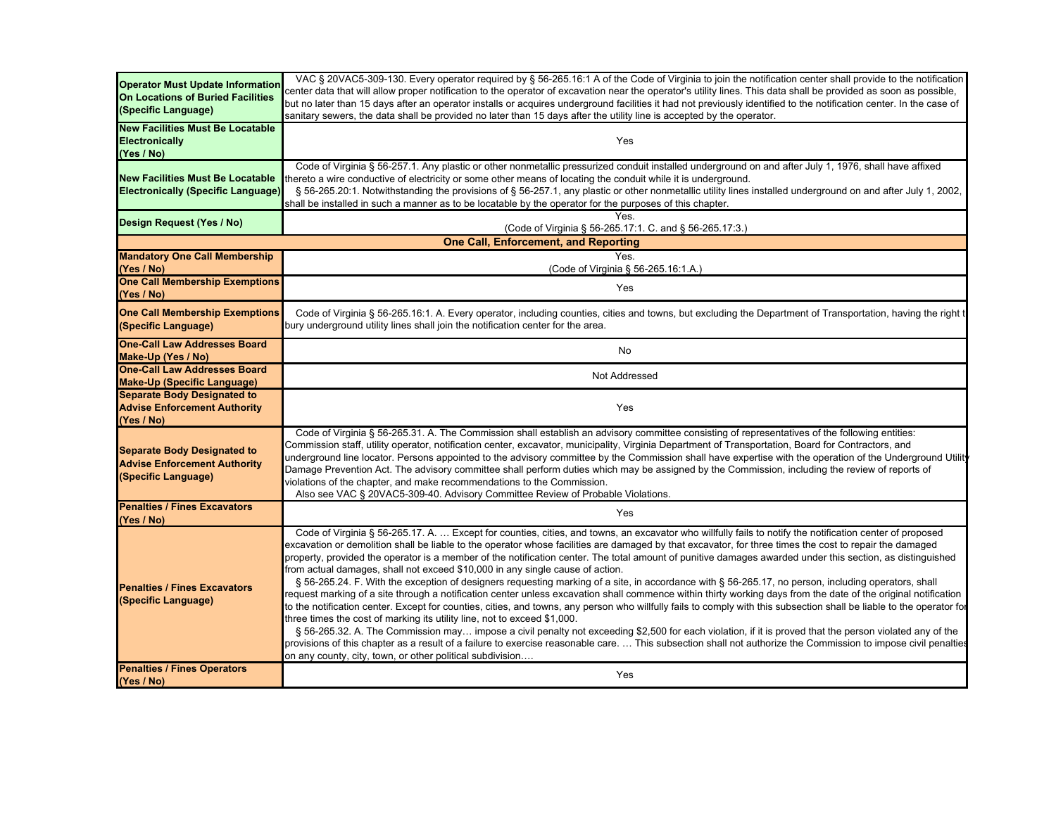| | |
|---|---|
| **Operator Must Update Information On Locations of Buried Facilities (Specific Language)** | VAC § 20VAC5-309-130. Every operator required by § 56-265.16:1 A of the Code of Virginia to join the notification center shall provide to the notification center data that will allow proper notification to the operator of excavation near the operator's utility lines. This data shall be provided as soon as possible, but no later than 15 days after an operator installs or acquires underground facilities it had not previously identified to the notification center. In the case of sanitary sewers, the data shall be provided no later than 15 days after the utility line is accepted by the operator. |
| **New Facilities Must Be Locatable Electronically (Yes / No)** | Yes |
| **New Facilities Must Be Locatable Electronically (Specific Language)** | Code of Virginia § 56-257.1. Any plastic or other nonmetallic pressurized conduit installed underground on and after July 1, 1976, shall have affixed thereto a wire conductive of electricity or some other means of locating the conduit while it is underground. § 56-265.20:1. Notwithstanding the provisions of § 56-257.1, any plastic or other nonmetallic utility lines installed underground on and after July 1, 2002, shall be installed in such a manner as to be locatable by the operator for the purposes of this chapter. |
| **Design Request (Yes / No)** | Yes. (Code of Virginia § 56-265.17:1. C. and § 56-265.17:3.) |
| **One Call, Enforcement, and Reporting** | |
| **Mandatory One Call Membership (Yes / No)** | Yes. (Code of Virginia § 56-265.16:1.A.) |
| **One Call Membership Exemptions (Yes / No)** | Yes |
| **One Call Membership Exemptions (Specific Language)** | Code of Virginia § 56-265.16:1. A. Every operator, including counties, cities and towns, but excluding the Department of Transportation, having the right to bury underground utility lines shall join the notification center for the area. |
| **One-Call Law Addresses Board Make-Up (Yes / No)** | No |
| **One-Call Law Addresses Board Make-Up (Specific Language)** | Not Addressed |
| **Separate Body Designated to Advise Enforcement Authority (Yes / No)** | Yes |
| **Separate Body Designated to Advise Enforcement Authority (Specific Language)** | Code of Virginia § 56-265.31. A. The Commission shall establish an advisory committee consisting of representatives of the following entities: Commission staff, utility operator, notification center, excavator, municipality, Virginia Department of Transportation, Board for Contractors, and underground line locator. Persons appointed to the advisory committee by the Commission shall have expertise with the operation of the Underground Utility Damage Prevention Act. The advisory committee shall perform duties which may be assigned by the Commission, including the review of reports of violations of the chapter, and make recommendations to the Commission. Also see VAC § 20VAC5-309-40. Advisory Committee Review of Probable Violations. |
| **Penalties / Fines Excavators (Yes / No)** | Yes |
| **Penalties / Fines Excavators (Specific Language)** | Code of Virginia § 56-265.17. A. … Except for counties, cities, and towns, an excavator who willfully fails to notify the notification center of proposed excavation or demolition shall be liable to the operator whose facilities are damaged by that excavator, for three times the cost to repair the damaged property, provided the operator is a member of the notification center. The total amount of punitive damages awarded under this section, as distinguished from actual damages, shall not exceed $10,000 in any single cause of action. § 56-265.24. F. With the exception of designers requesting marking of a site, in accordance with § 56-265.17, no person, including operators, shall request marking of a site through a notification center unless excavation shall commence within thirty working days from the date of the original notification to the notification center. Except for counties, cities, and towns, any person who willfully fails to comply with this subsection shall be liable to the operator for three times the cost of marking its utility line, not to exceed $1,000. § 56-265.32. A. The Commission may… impose a civil penalty not exceeding $2,500 for each violation, if it is proved that the person violated any of the provisions of this chapter as a result of a failure to exercise reasonable care. … This subsection shall not authorize the Commission to impose civil penalties on any county, city, town, or other political subdivision…. |
| **Penalties / Fines Operators (Yes / No)** | Yes |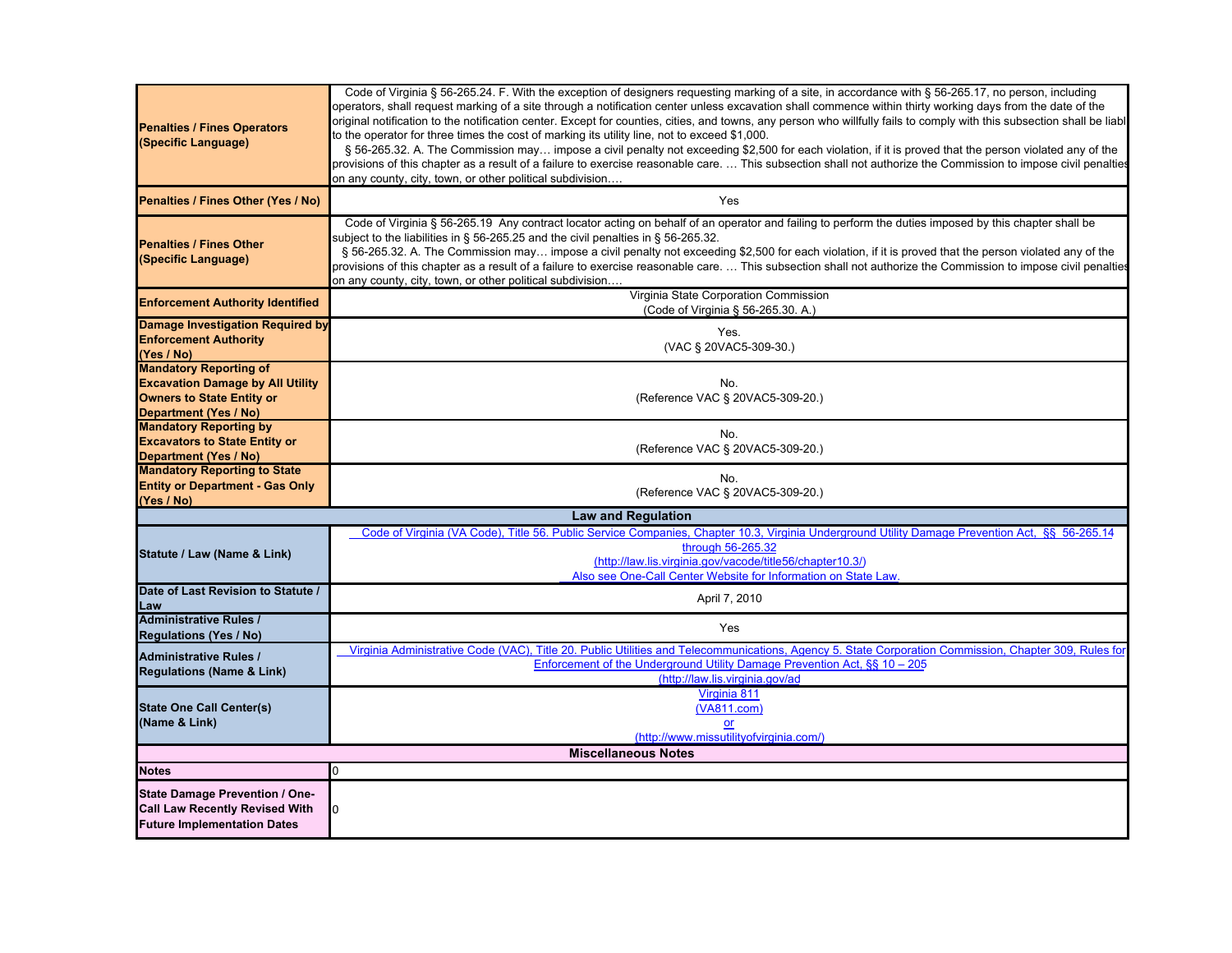| | |
|---|---|
| **Penalties / Fines Operators (Specific Language)** | Code of Virginia § 56-265.24. F. With the exception of designers requesting marking of a site, in accordance with § 56-265.17, no person, including operators, shall request marking of a site through a notification center unless excavation shall commence within thirty working days from the date of the original notification to the notification center. Except for counties, cities, and towns, any person who willfully fails to comply with this subsection shall be liabl to the operator for three times the cost of marking its utility line, not to exceed $1,000. § 56-265.32. A. The Commission may… impose a civil penalty not exceeding $2,500 for each violation, if it is proved that the person violated any of the provisions of this chapter as a result of a failure to exercise reasonable care. … This subsection shall not authorize the Commission to impose civil penalties on any county, city, town, or other political subdivision…. |
| **Penalties / Fines Other (Yes / No)** | Yes |
| **Penalties / Fines Other (Specific Language)** | Code of Virginia § 56-265.19 Any contract locator acting on behalf of an operator and failing to perform the duties imposed by this chapter shall be subject to the liabilities in § 56-265.25 and the civil penalties in § 56-265.32. § 56-265.32. A. The Commission may… impose a civil penalty not exceeding $2,500 for each violation, if it is proved that the person violated any of the provisions of this chapter as a result of a failure to exercise reasonable care. … This subsection shall not authorize the Commission to impose civil penalties on any county, city, town, or other political subdivision…. |
| **Enforcement Authority Identified** | Virginia State Corporation Commission (Code of Virginia § 56-265.30. A.) |
| **Damage Investigation Required by Enforcement Authority (Yes / No)** | Yes. (VAC § 20VAC5-309-30.) |
| **Mandatory Reporting of Excavation Damage by All Utility Owners to State Entity or Department (Yes / No)** | No. (Reference VAC § 20VAC5-309-20.) |
| **Mandatory Reporting by Excavators to State Entity or Department (Yes / No)** | No. (Reference VAC § 20VAC5-309-20.) |
| **Mandatory Reporting to State Entity or Department - Gas Only (Yes / No)** | No. (Reference VAC § 20VAC5-309-20.) |
| **Law and Regulation** | |
| **Statute / Law (Name & Link)** | Code of Virginia (VA Code), Title 56. Public Service Companies, Chapter 10.3, Virginia Underground Utility Damage Prevention Act, §§ 56-265.14 through 56-265.32 (http://law.lis.virginia.gov/vacode/title56/chapter10.3/) Also see One-Call Center Website for Information on State Law. |
| **Date of Last Revision to Statute / Law** | April 7, 2010 |
| **Administrative Rules / Regulations (Yes / No)** | Yes |
| **Administrative Rules / Regulations (Name & Link)** | Virginia Administrative Code (VAC), Title 20. Public Utilities and Telecommunications, Agency 5. State Corporation Commission, Chapter 309, Rules for Enforcement of the Underground Utility Damage Prevention Act, §§ 10 – 205 (http://law.lis.virginia.gov/ad |
| **State One Call Center(s) (Name & Link)** | Virginia 811 (VA811.com) or (http://www.missutilityofvirginia.com/) |
| **Miscellaneous Notes** | |
| **Notes** | 0 |
| **State Damage Prevention / One-Call Law Recently Revised With Future Implementation Dates** | 0 |